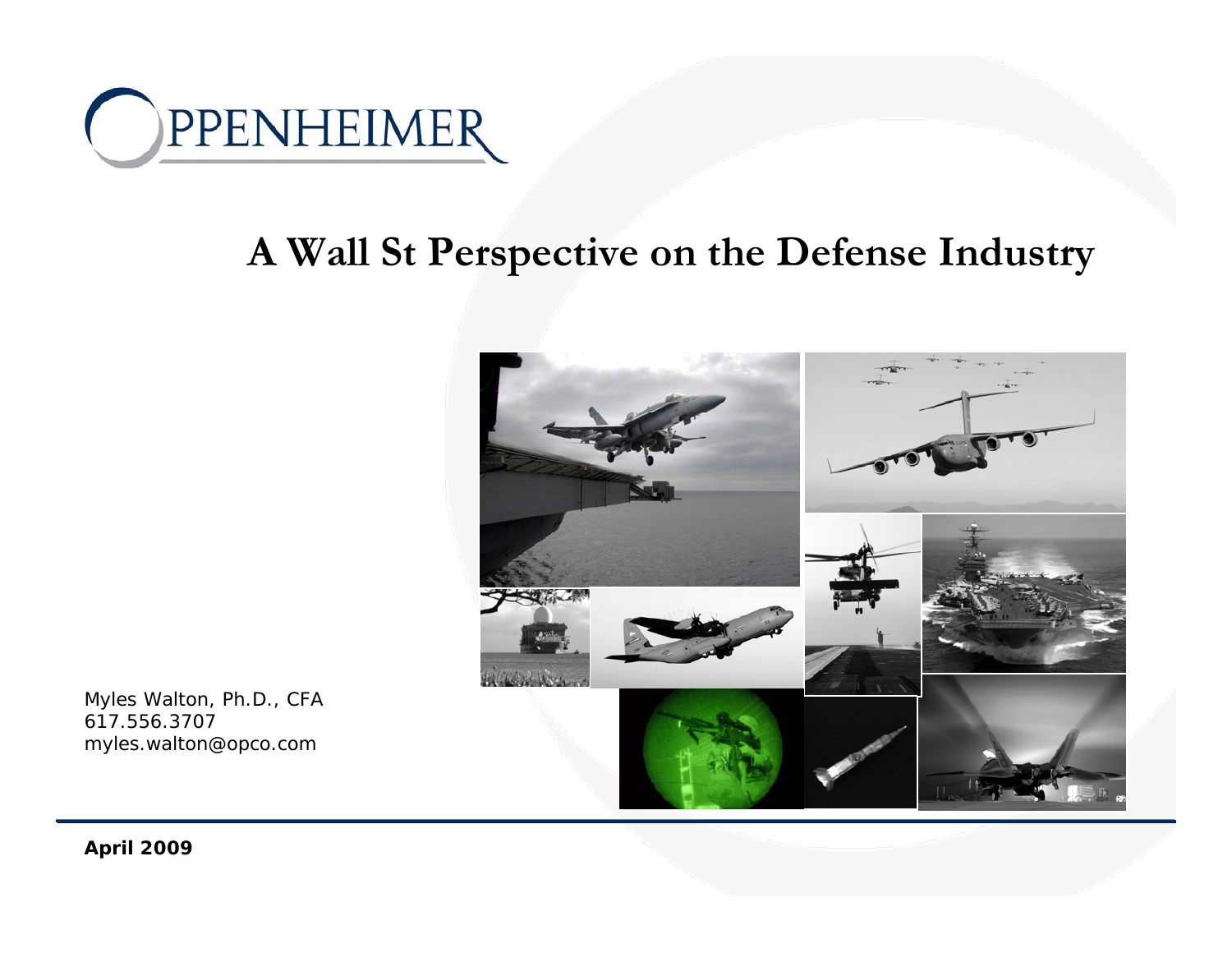OPPENHEIMER

# A Wall St Perspective on the Defense Industry

Myles Walton, Ph.D., CFA
617.556.3707
myles.walton@opco.com

**April 2009**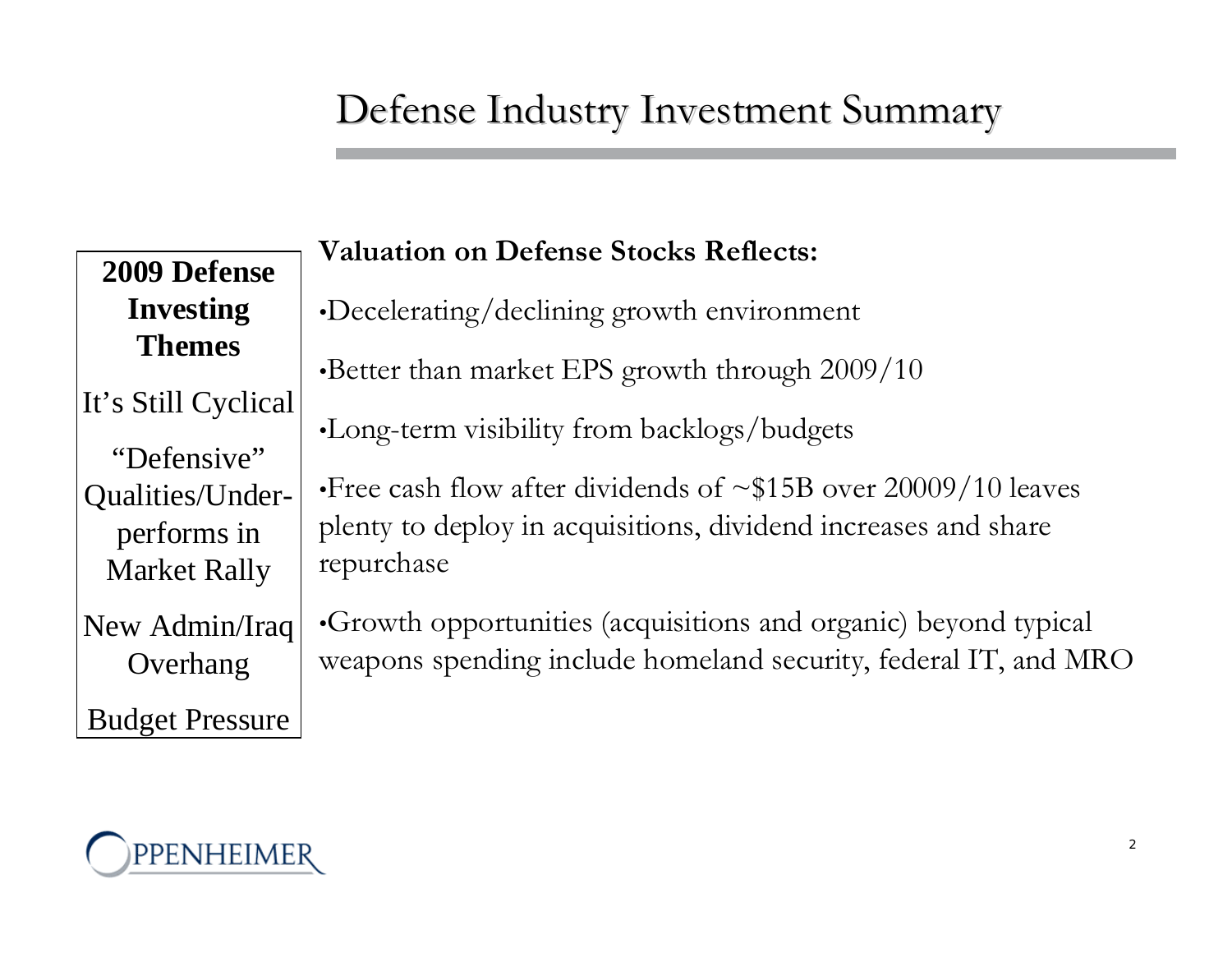# Defense Industry Investment Summary

**2009 Defense Investing Themes**

It's Still Cyclical

"Defensive" Qualities/Under-performs in Market Rally

New Admin/Iraq Overhang

Budget Pressure

**Valuation on Defense Stocks Reflects:**

- Decelerating/declining growth environment
- Better than market EPS growth through 2009/10
- Long-term visibility from backlogs/budgets
- Free cash flow after dividends of ~$15B over 20009/10 leaves plenty to deploy in acquisitions, dividend increases and share repurchase
- Growth opportunities (acquisitions and organic) beyond typical weapons spending include homeland security, federal IT, and MRO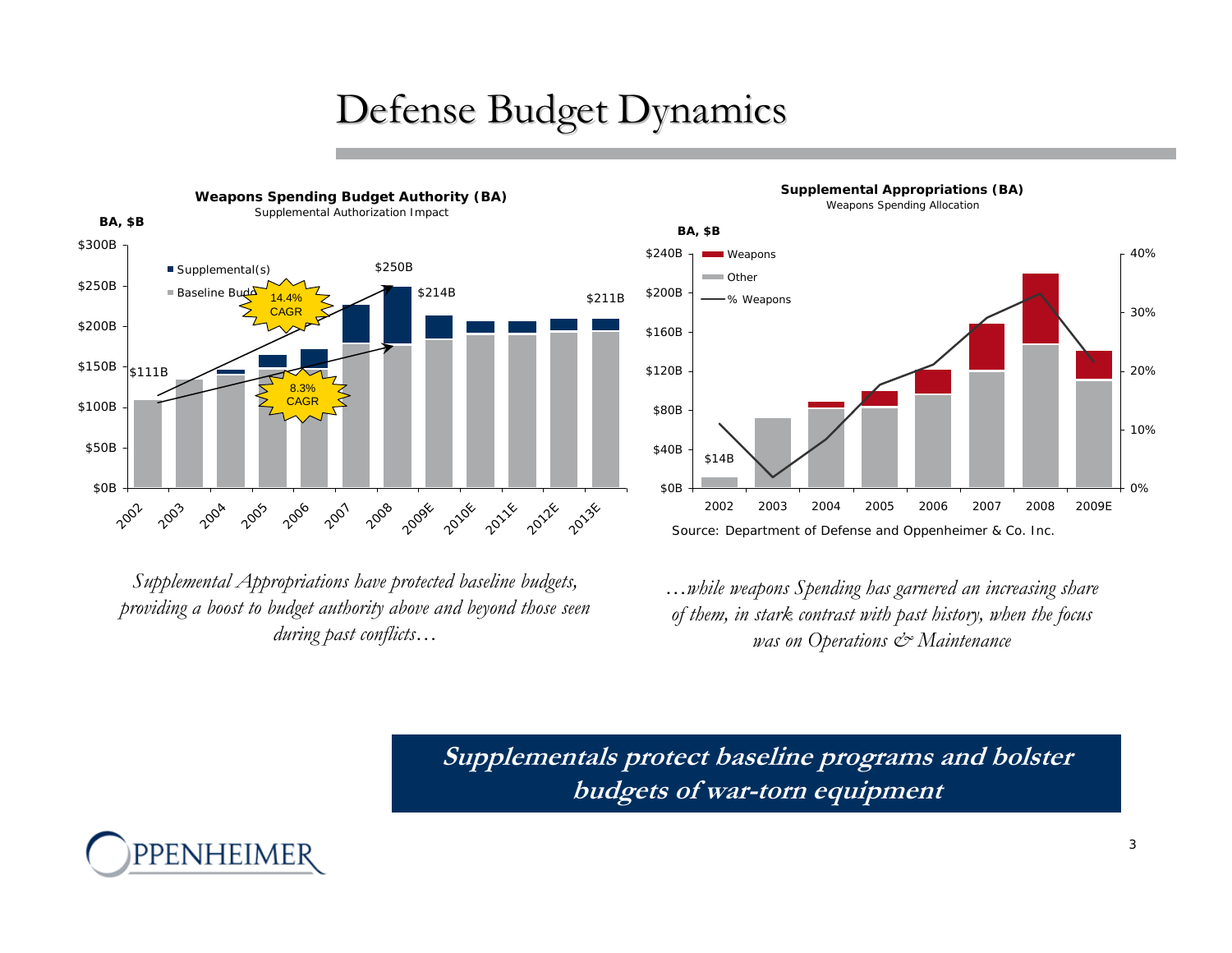# Defense Budget Dynamics

**Weapons Spending Budget Authority (BA)**
Supplemental Authorization Impact

BA, $B

■ Supplemental(s)
■ Baseline Budget

$111B · $250B · $214B · $211B

14.4% CAGR

8.3% CAGR

2002 · 2003 · 2004 · 2005 · 2006 · 2007 · 2008 · 2009E · 2010E · 2011E · 2012E · 2013E

**Supplemental Appropriations (BA)**
Weapons Spending Allocation

BA, $B

■ Weapons
■ Other
— % Weapons

$14B

2002 · 2003 · 2004 · 2005 · 2006 · 2007 · 2008 · 2009E

Source: Department of Defense and Oppenheimer & Co. Inc.

*Supplemental Appropriations have protected baseline budgets, providing a boost to budget authority above and beyond those seen during past conflicts…*

*…while weapons Spending has garnered an increasing share of them, in stark contrast with past history, when the focus was on Operations & Maintenance*

**Supplementals protect baseline programs and bolster budgets of war-torn equipment**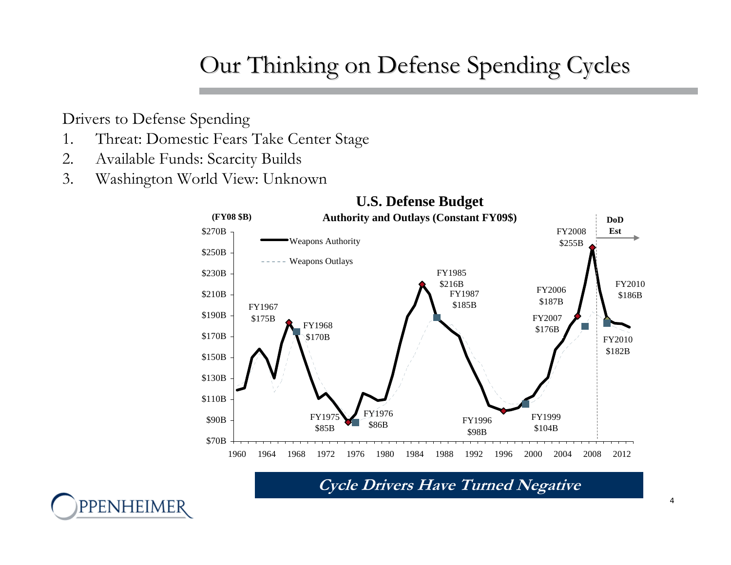# Our Thinking on Defense Spending Cycles

Drivers to Defense Spending

1. Threat: Domestic Fears Take Center Stage
2. Available Funds: Scarcity Builds
3. Washington World View: Unknown

**U.S. Defense Budget**

**Authority and Outlays (Constant FY09$)**

(FY08 $B)

Weapons Authority

Weapons Outlays

DoD Est

FY1967 $175B

FY1968 $170B

FY1975 $85B

FY1976 $86B

FY1985 $216B

FY1987 $185B

FY1996 $98B

FY1999 $104B

FY2006 $187B

FY2007 $176B

FY2008 $255B

FY2010 $186B

FY2010 $182B

***Cycle Drivers Have Turned Negative***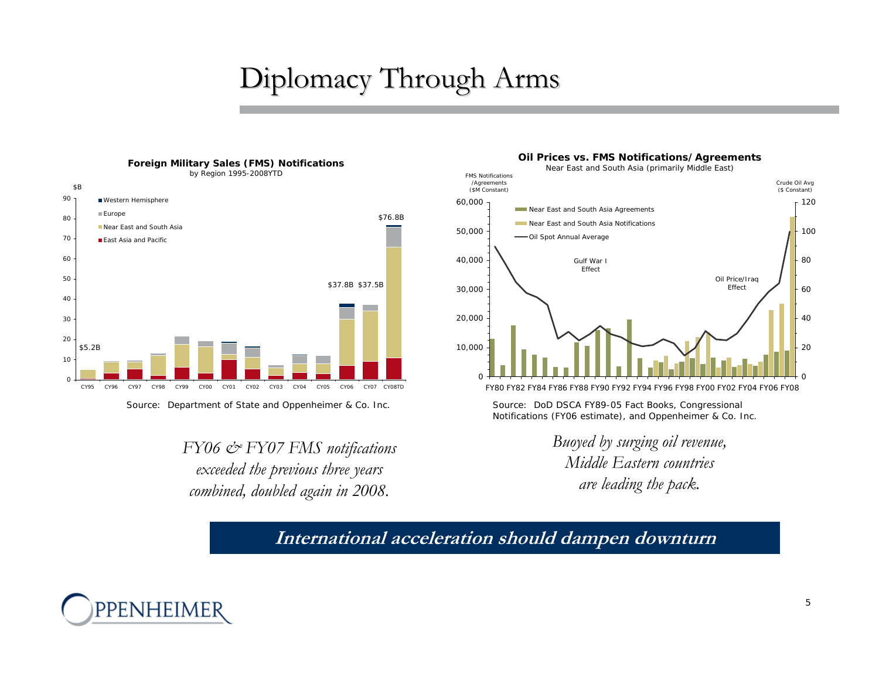# Diplomacy Through Arms

**Foreign Military Sales (FMS) Notifications**
by Region 1995-2008YTD

$B

- Western Hemisphere
- Europe
- Near East and South Asia
- East Asia and Pacific

$5.2B, $37.8B, $37.5B, $76.8B

CY95 CY96 CY97 CY98 CY99 CY00 CY01 CY02 CY03 CY04 CY05 CY06 CY07 CY08TD

Source: Department of State and Oppenheimer & Co. Inc.

*FY06 & FY07 FMS notifications exceeded the previous three years combined, doubled again in 2008.*

**Oil Prices vs. FMS Notifications/Agreements**
Near East and South Asia (primarily Middle East)

FMS Notifications /Agreements ($M Constant)

Crude Oil Avg ($ Constant)

- Near East and South Asia Agreements
- Near East and South Asia Notifications
- Oil Spot Annual Average

Gulf War I Effect

Oil Price/Iraq Effect

FY80 FY82 FY84 FY86 FY88 FY90 FY92 FY94 FY96 FY98 FY00 FY02 FY04 FY06 FY08

Source: DoD DSCA FY89-05 Fact Books, Congressional Notifications (FY06 estimate), and Oppenheimer & Co. Inc.

*Buoyed by surging oil revenue, Middle Eastern countries are leading the pack.*

**International acceleration should dampen downturn**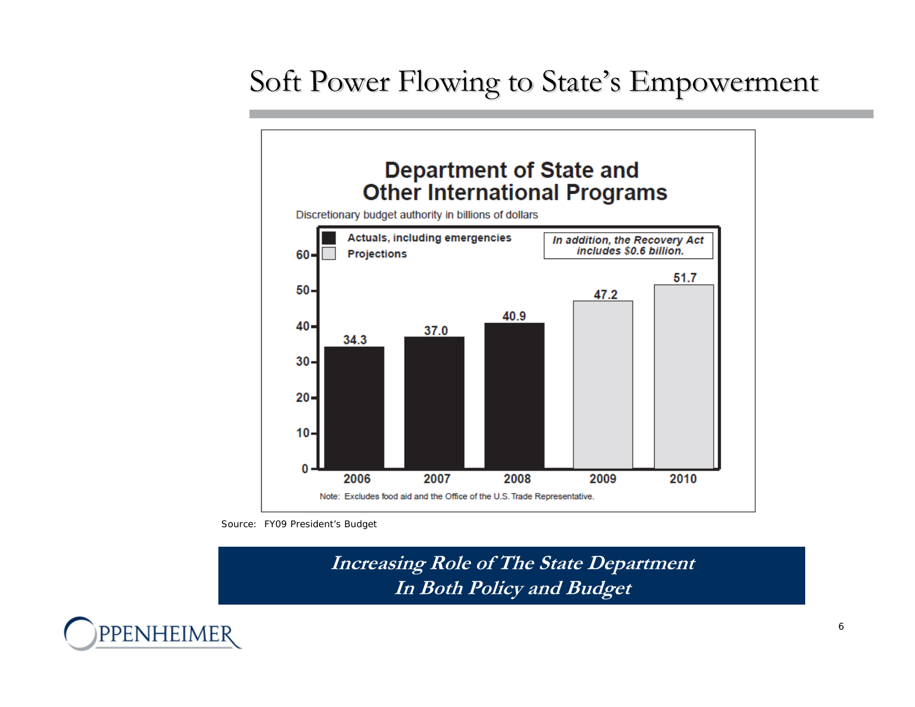# Soft Power Flowing to State's Empowerment

## Department of State and Other International Programs

Discretionary budget authority in billions of dollars

| Year | Value | Type |
|---|---|---|
| 2006 | 34.3 | Actuals, including emergencies |
| 2007 | 37.0 | Actuals, including emergencies |
| 2008 | 40.9 | Actuals, including emergencies |
| 2009 | 47.2 | Projections |
| 2010 | 51.7 | Projections |

*In addition, the Recovery Act includes $0.6 billion.*

Note: Excludes food aid and the Office of the U.S. Trade Representative.

Source: FY09 President's Budget

***Increasing Role of The State Department In Both Policy and Budget***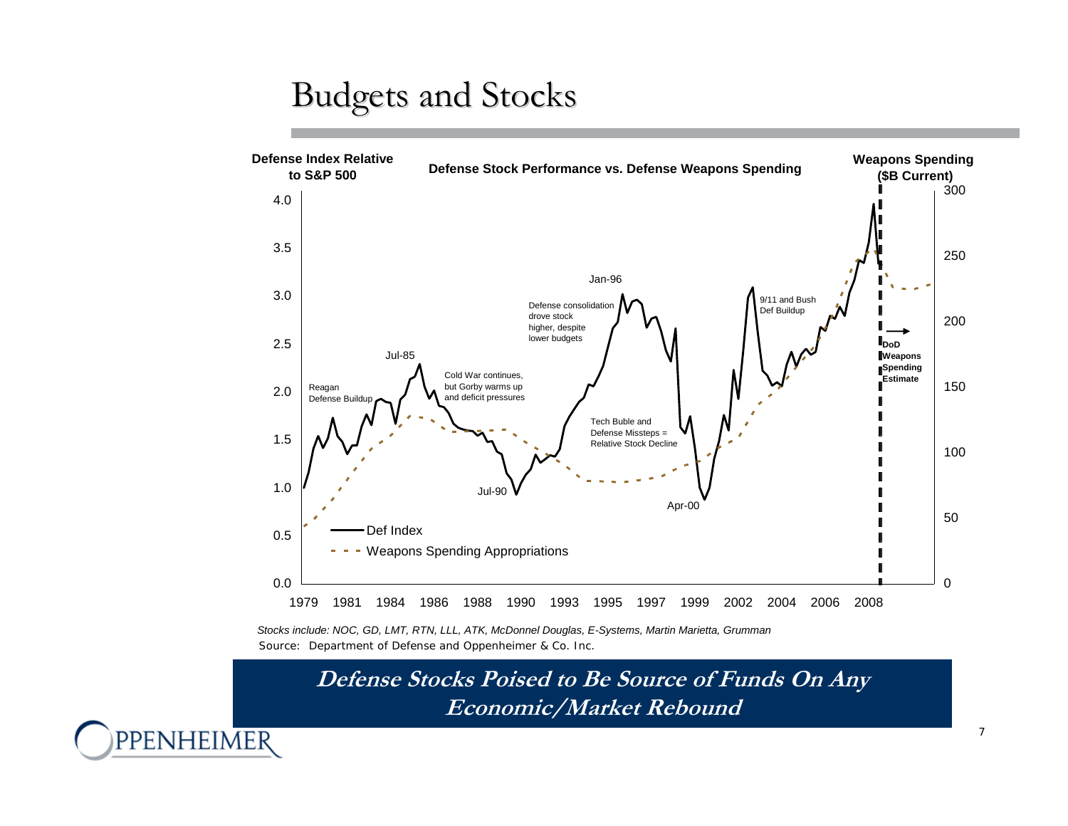# Budgets and Stocks

**Defense Stock Performance vs. Defense Weapons Spending**

**Defense Index Relative to S&P 500**

**Weapons Spending ($B Current)**

Reagan Defense Buildup

Jul-85

Cold War continues, but Gorby warms up and deficit pressures

Jul-90

Defense consolidation drove stock higher, despite lower budgets

Jan-96

Tech Buble and Defense Missteps = Relative Stock Decline

Apr-00

9/11 and Bush Def Buildup

**DoD Weapons Spending Estimate**

Def Index

Weapons Spending Appropriations

*Stocks include: NOC, GD, LMT, RTN, LLL, ATK, McDonnel Douglas, E-Systems, Martin Marietta, Grumman*

Source: Department of Defense and Oppenheimer & Co. Inc.

***Defense Stocks Poised to Be Source of Funds On Any Economic/Market Rebound***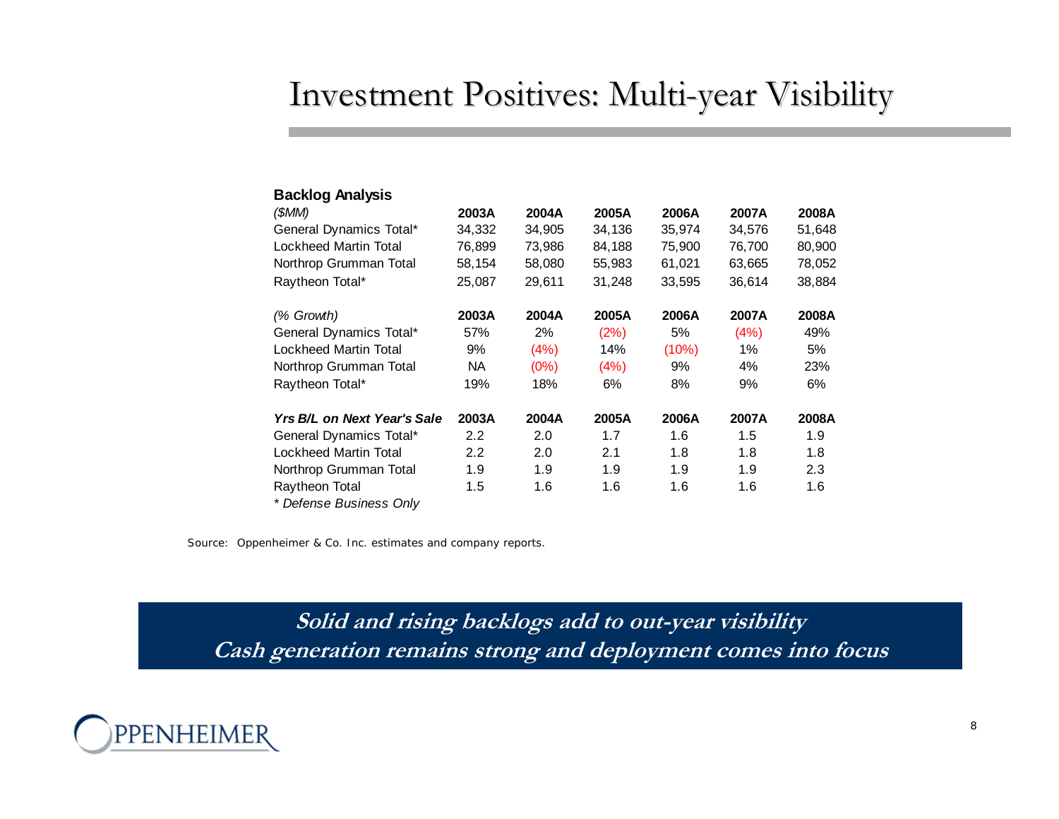# Investment Positives: Multi-year Visibility

**Backlog Analysis**

| *($MM)* | **2003A** | **2004A** | **2005A** | **2006A** | **2007A** | **2008A** |
|---|---|---|---|---|---|---|
| General Dynamics Total* | 34,332 | 34,905 | 34,136 | 35,974 | 34,576 | 51,648 |
| Lockheed Martin Total | 76,899 | 73,986 | 84,188 | 75,900 | 76,700 | 80,900 |
| Northrop Grumman Total | 58,154 | 58,080 | 55,983 | 61,021 | 63,665 | 78,052 |
| Raytheon Total* | 25,087 | 29,611 | 31,248 | 33,595 | 36,614 | 38,884 |
| *(% Growth)* | **2003A** | **2004A** | **2005A** | **2006A** | **2007A** | **2008A** |
| General Dynamics Total* | 57% | 2% | (2%) | 5% | (4%) | 49% |
| Lockheed Martin Total | 9% | (4%) | 14% | (10%) | 1% | 5% |
| Northrop Grumman Total | NA | (0%) | (4%) | 9% | 4% | 23% |
| Raytheon Total* | 19% | 18% | 6% | 8% | 9% | 6% |
| ***Yrs B/L on Next Year's Sale*** | **2003A** | **2004A** | **2005A** | **2006A** | **2007A** | **2008A** |
| General Dynamics Total* | 2.2 | 2.0 | 1.7 | 1.6 | 1.5 | 1.9 |
| Lockheed Martin Total | 2.2 | 2.0 | 2.1 | 1.8 | 1.8 | 1.8 |
| Northrop Grumman Total | 1.9 | 1.9 | 1.9 | 1.9 | 1.9 | 2.3 |
| Raytheon Total | 1.5 | 1.6 | 1.6 | 1.6 | 1.6 | 1.6 |

*\* Defense Business Only*

Source: Oppenheimer & Co. Inc. estimates and company reports.

***Solid and rising backlogs add to out-year visibility***
***Cash generation remains strong and deployment comes into focus***

OPPENHEIMER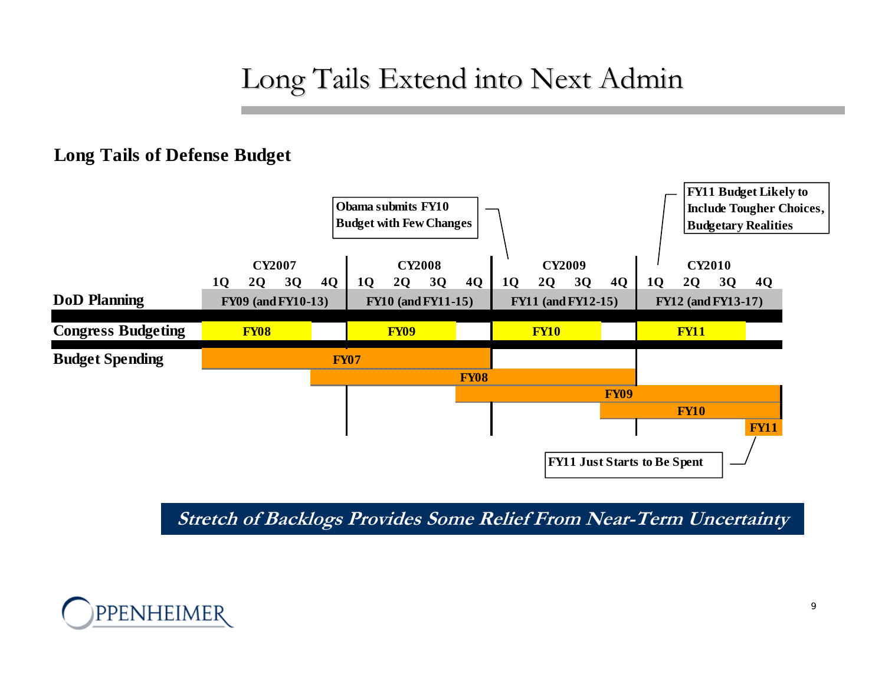# Long Tails Extend into Next Admin

**Long Tails of Defense Budget**

| | CY2007 | | | | CY2008 | | | | CY2009 | | | | CY2010 | | | |
|---|---|---|---|---|---|---|---|---|---|---|---|---|---|---|---|---|
| | 1Q | 2Q | 3Q | 4Q | 1Q | 2Q | 3Q | 4Q | 1Q | 2Q | 3Q | 4Q | 1Q | 2Q | 3Q | 4Q |
| **DoD Planning** | FY09 (and FY10-13) | | | | FY10 (and FY11-15) | | | | FY11 (and FY12-15) | | | | FY12 (and FY13-17) | | | |
| **Congress Budgeting** | FY08 | | | | FY09 | | | | FY10 | | | | FY11 | | | |
| **Budget Spending** | FY07 | | | | | | | | | | | | | | | |
| | | | | FY08 | | | | | | | | | | | | |
| | | | | | | | | FY09 | | | | | | | | |
| | | | | | | | | | | | | FY10 | | | | |
| | | | | | | | | | | | | | | | | FY11 |

Obama submits FY10 Budget with Few Changes

FY11 Budget Likely to Include Tougher Choices, Budgetary Realities

FY11 Just Starts to Be Spent

***Stretch of Backlogs Provides Some Relief From Near-Term Uncertainty***

OPPENHEIMER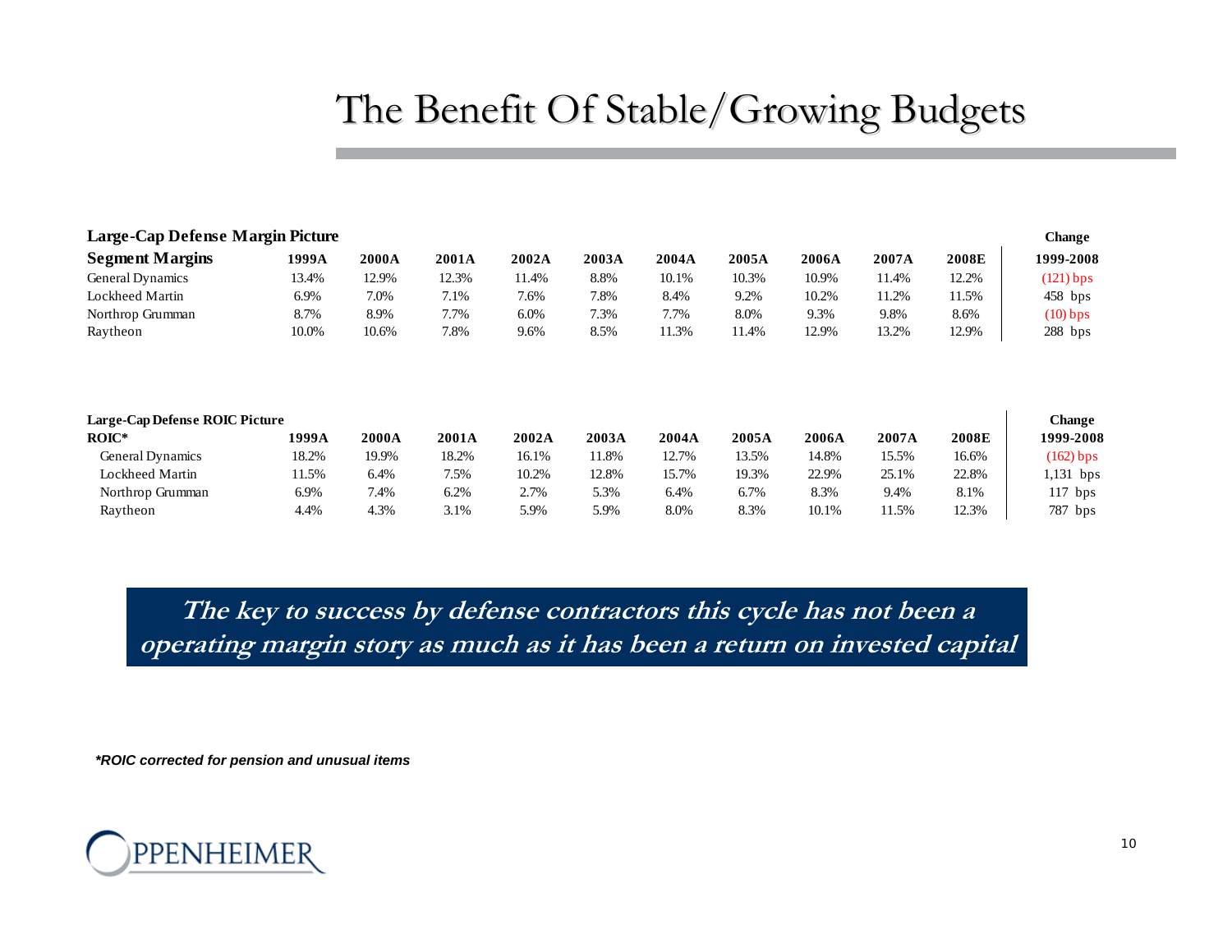# The Benefit Of Stable/Growing Budgets

**Large-Cap Defense Margin Picture**

| Segment Margins | 1999A | 2000A | 2001A | 2002A | 2003A | 2004A | 2005A | 2006A | 2007A | 2008E | Change 1999-2008 |
|---|---|---|---|---|---|---|---|---|---|---|---|
| General Dynamics | 13.4% | 12.9% | 12.3% | 11.4% | 8.8% | 10.1% | 10.3% | 10.9% | 11.4% | 12.2% | (121) bps |
| Lockheed Martin | 6.9% | 7.0% | 7.1% | 7.6% | 7.8% | 8.4% | 9.2% | 10.2% | 11.2% | 11.5% | 458 bps |
| Northrop Grumman | 8.7% | 8.9% | 7.7% | 6.0% | 7.3% | 7.7% | 8.0% | 9.3% | 9.8% | 8.6% | (10) bps |
| Raytheon | 10.0% | 10.6% | 7.8% | 9.6% | 8.5% | 11.3% | 11.4% | 12.9% | 13.2% | 12.9% | 288 bps |

**Large-Cap Defense ROIC Picture**

| ROIC* | 1999A | 2000A | 2001A | 2002A | 2003A | 2004A | 2005A | 2006A | 2007A | 2008E | Change 1999-2008 |
|---|---|---|---|---|---|---|---|---|---|---|---|
| General Dynamics | 18.2% | 19.9% | 18.2% | 16.1% | 11.8% | 12.7% | 13.5% | 14.8% | 15.5% | 16.6% | (162) bps |
| Lockheed Martin | 11.5% | 6.4% | 7.5% | 10.2% | 12.8% | 15.7% | 19.3% | 22.9% | 25.1% | 22.8% | 1,131 bps |
| Northrop Grumman | 6.9% | 7.4% | 6.2% | 2.7% | 5.3% | 6.4% | 6.7% | 8.3% | 9.4% | 8.1% | 117 bps |
| Raytheon | 4.4% | 4.3% | 3.1% | 5.9% | 5.9% | 8.0% | 8.3% | 10.1% | 11.5% | 12.3% | 787 bps |

***The key to success by defense contractors this cycle has not been a operating margin story as much as it has been a return on invested capital***

*\*ROIC corrected for pension and unusual items*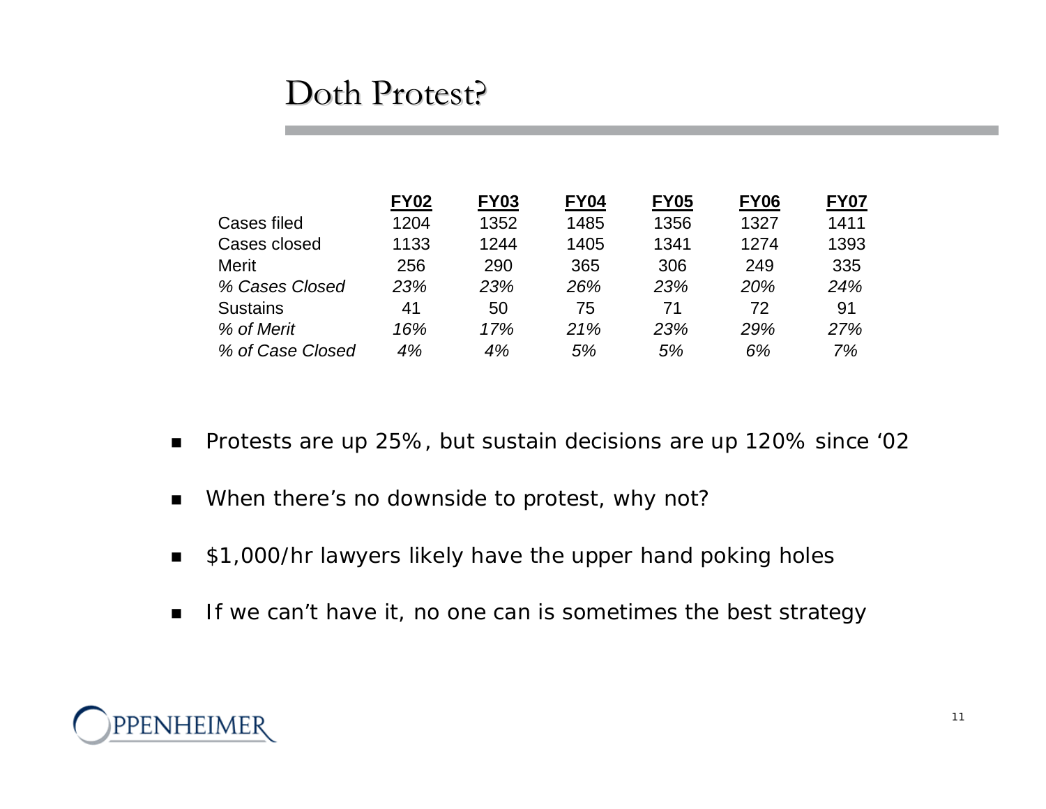# Doth Protest?

| | FY02 | FY03 | FY04 | FY05 | FY06 | FY07 |
|---|---|---|---|---|---|---|
| Cases filed | 1204 | 1352 | 1485 | 1356 | 1327 | 1411 |
| Cases closed | 1133 | 1244 | 1405 | 1341 | 1274 | 1393 |
| Merit | 256 | 290 | 365 | 306 | 249 | 335 |
| *% Cases Closed* | *23%* | *23%* | *26%* | *23%* | *20%* | *24%* |
| Sustains | 41 | 50 | 75 | 71 | 72 | 91 |
| *% of Merit* | *16%* | *17%* | *21%* | *23%* | *29%* | *27%* |
| *% of Case Closed* | *4%* | *4%* | *5%* | *5%* | *6%* | *7%* |

- Protests are up 25%, but sustain decisions are up 120% since ‘02
- When there’s no downside to protest, why not?
- $1,000/hr lawyers likely have the upper hand poking holes
- If we can’t have it, no one can is sometimes the best strategy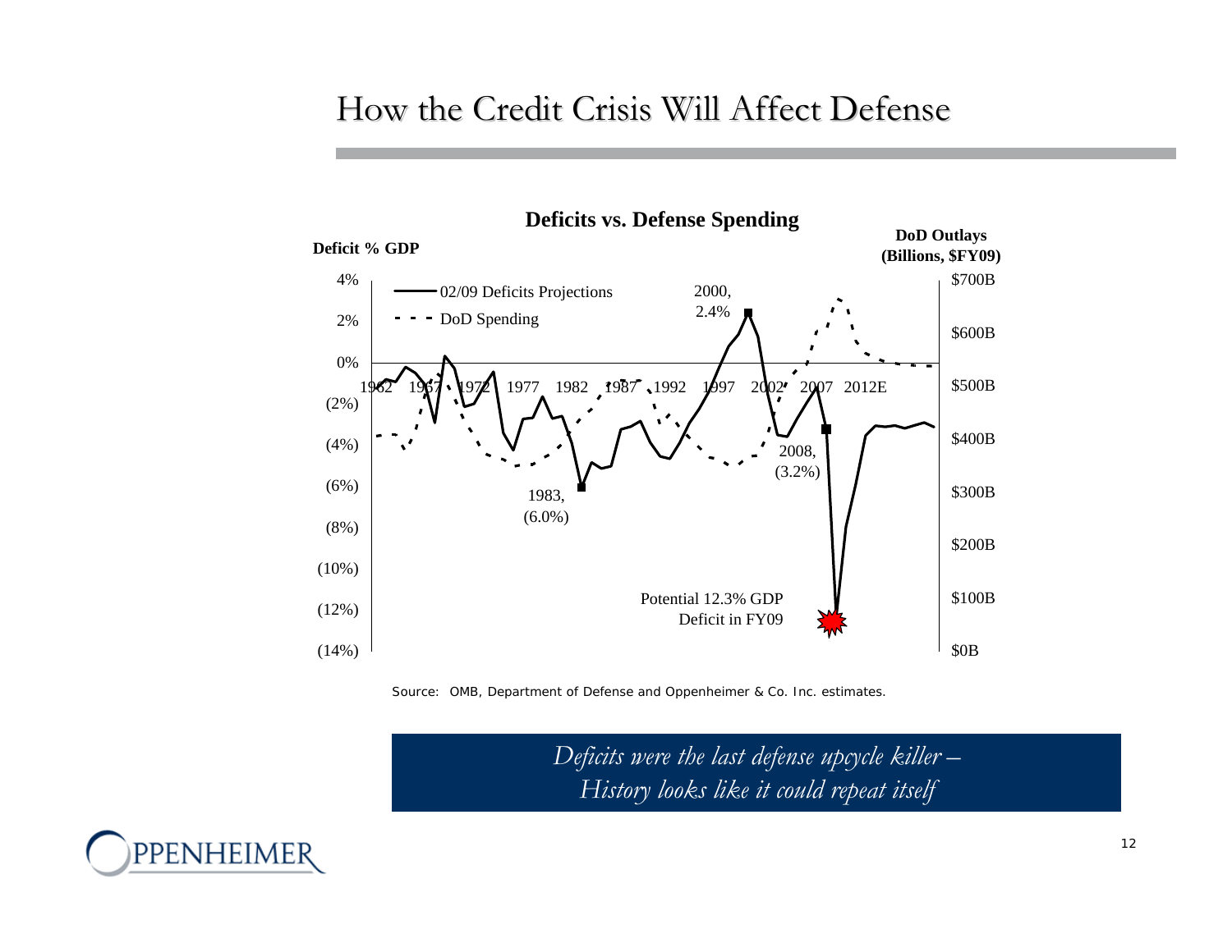# How the Credit Crisis Will Affect Defense

**Deficits vs. Defense Spending**

**Deficit % GDP**

**DoD Outlays (Billions, $FY09)**

4%
2%
0%
(2%)
(4%)
(6%)
(8%)
(10%)
(12%)
(14%)

$700B
$600B
$500B
$400B
$300B
$200B
$100B
$0B

02/09 Deficits Projections

DoD Spending

1962 1967 1972 1977 1982 1987 1992 1997 2002 2007 2012E

2000, 2.4%

1983, (6.0%)

2008, (3.2%)

Potential 12.3% GDP Deficit in FY09

Source: OMB, Department of Defense and Oppenheimer & Co. Inc. estimates.

*Deficits were the last defense upcycle killer – History looks like it could repeat itself*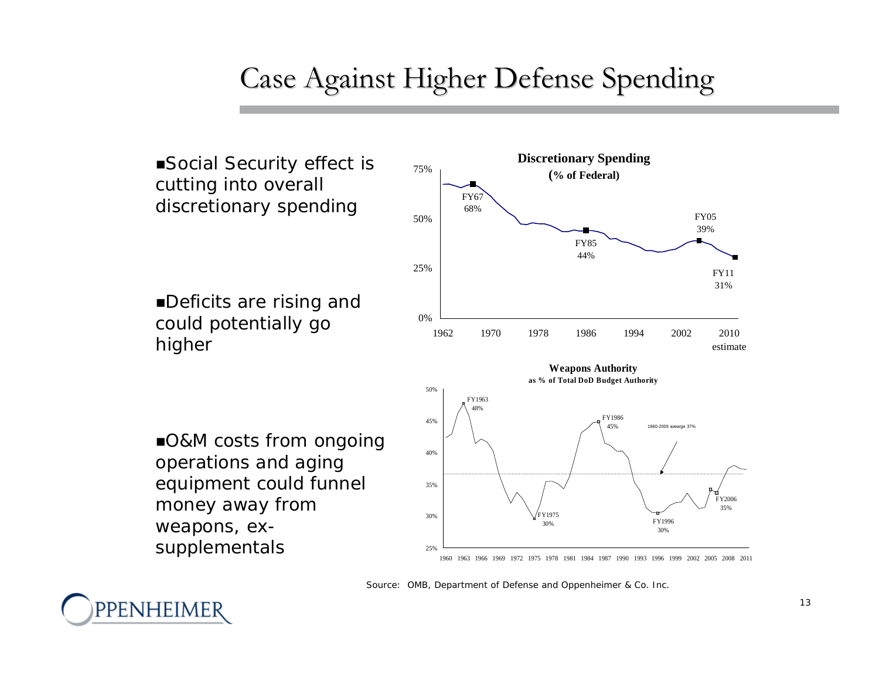# Case Against Higher Defense Spending

- Social Security effect is cutting into overall discretionary spending
- Deficits are rising and could potentially go higher
- O&M costs from ongoing operations and aging equipment could funnel money away from weapons, ex-supplementals

**Discretionary Spending**
**(% of Federal)**

FY67 68% · FY85 44% · FY05 39% · FY11 31% (2010 estimate)

**Weapons Authority**
**as % of Total DoD Budget Authority**

FY1963 48% · FY1975 30% · FY1986 45% · FY1996 30% · FY2006 35% · 1960-2009 avearge 37%

Source: OMB, Department of Defense and Oppenheimer & Co. Inc.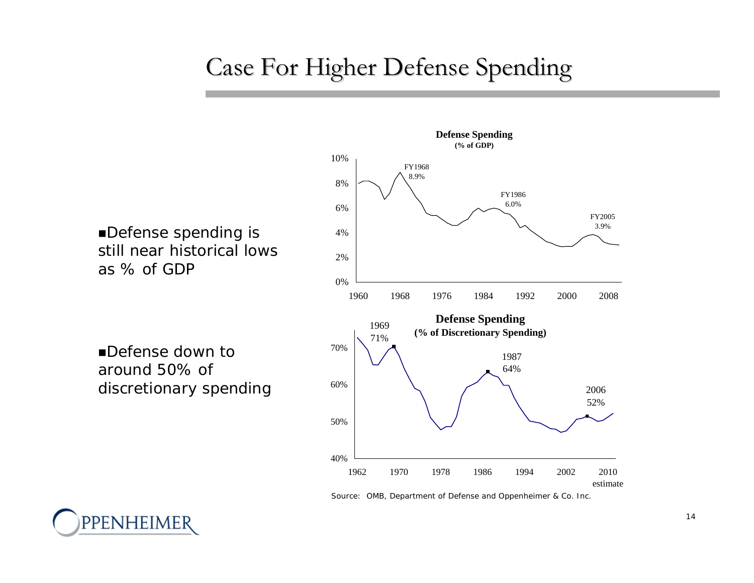# Case For Higher Defense Spending

- Defense spending is still near historical lows as % of GDP

- Defense down to around 50% of discretionary spending

**Defense Spending**
**(% of GDP)**

FY1968 8.9%
FY1986 6.0%
FY2005 3.9%

**Defense Spending**
**(% of Discretionary Spending)**

1969 71%
1987 64%
2006 52%

Source: OMB, Department of Defense and Oppenheimer & Co. Inc.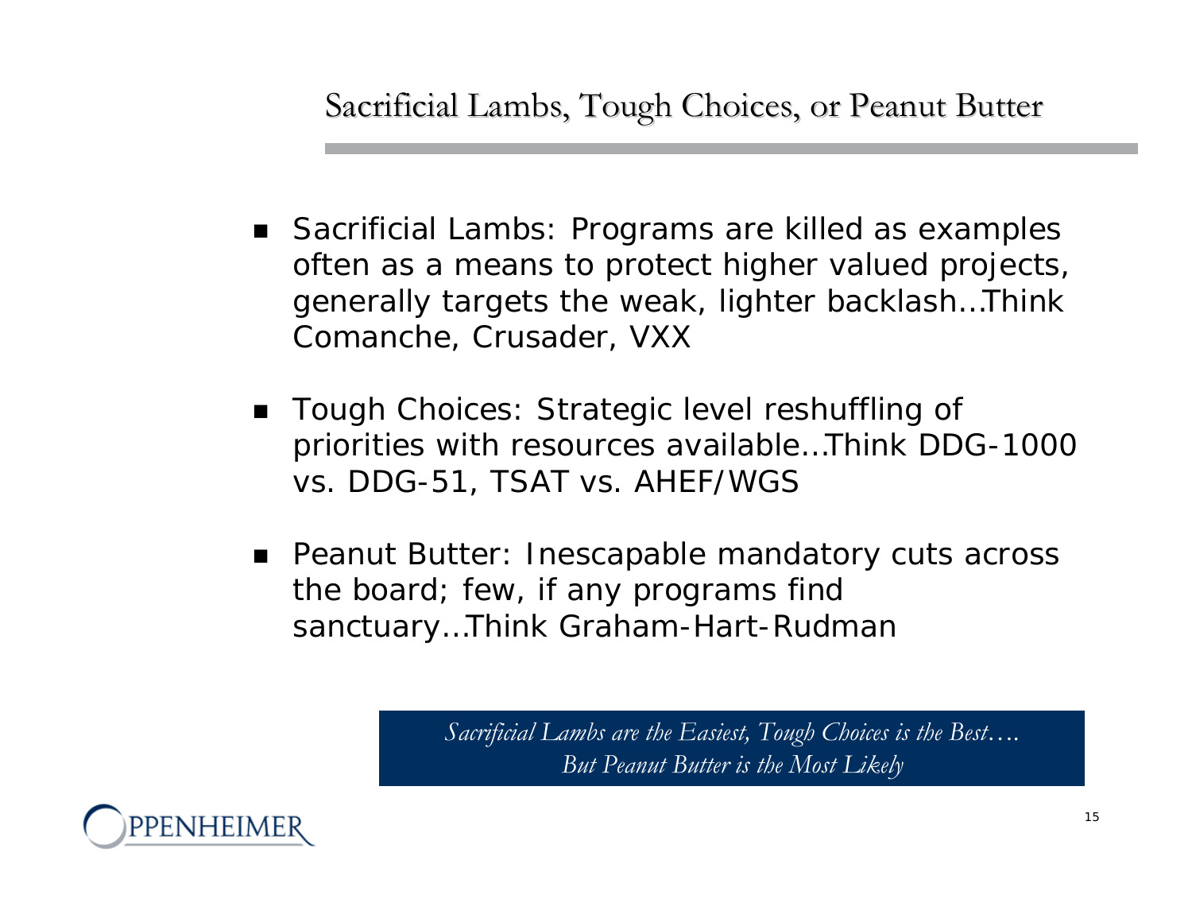# Sacrificial Lambs, Tough Choices, or Peanut Butter

- Sacrificial Lambs: Programs are killed as examples often as a means to protect higher valued projects, generally targets the weak, lighter backlash…Think Comanche, Crusader, VXX
- Tough Choices: Strategic level reshuffling of priorities with resources available…Think DDG-1000 vs. DDG-51, TSAT vs. AHEF/WGS
- Peanut Butter: Inescapable mandatory cuts across the board; few, if any programs find sanctuary…Think Graham-Hart-Rudman

*Sacrificial Lambs are the Easiest, Tough Choices is the Best….*
*But Peanut Butter is the Most Likely*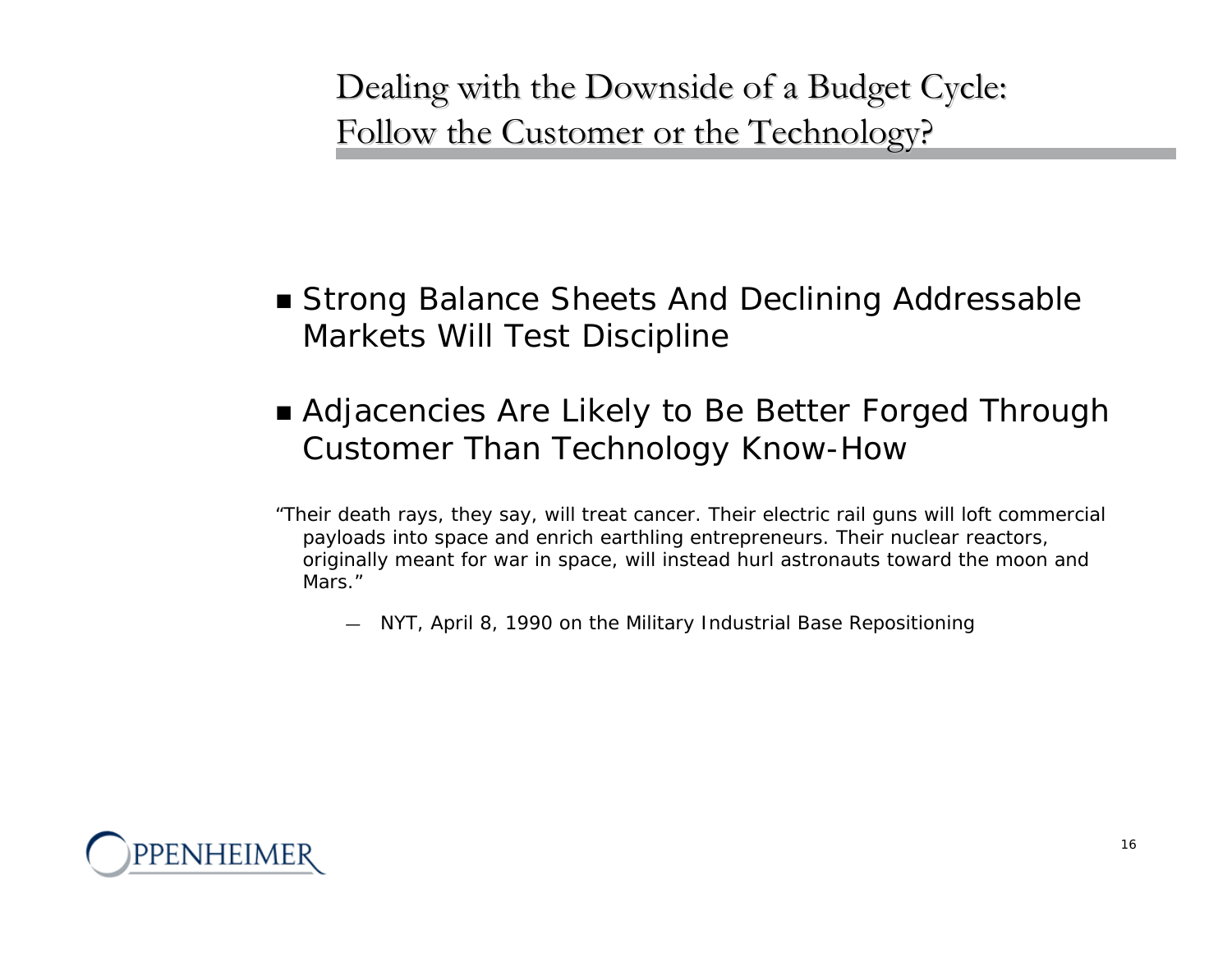# Dealing with the Downside of a Budget Cycle: Follow the Customer or the Technology?

- Strong Balance Sheets And Declining Addressable Markets Will Test Discipline
- Adjacencies Are Likely to Be Better Forged Through Customer Than Technology Know-How

*"Their death rays, they say, will treat cancer. Their electric rail guns will loft commercial payloads into space and enrich earthling entrepreneurs. Their nuclear reactors, originally meant for war in space, will instead hurl astronauts toward the moon and Mars."*

— *NYT, April 8, 1990 on the Military Industrial Base Repositioning*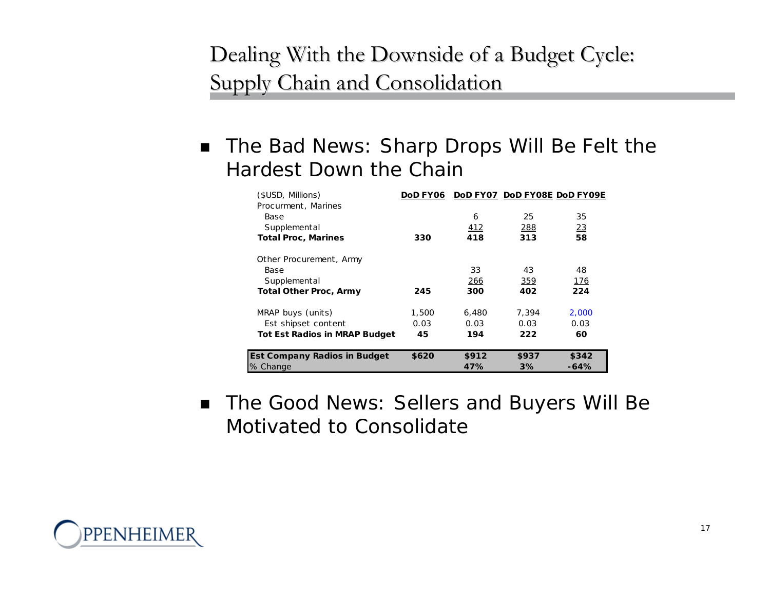# Dealing With the Downside of a Budget Cycle: Supply Chain and Consolidation

- The Bad News: Sharp Drops Will Be Felt the Hardest Down the Chain

| ($USD, Millions) | DoD FY06 | DoD FY07 | DoD FY08E | DoD FY09E |
|---|---|---|---|---|
| Procurment, Marines | | | | |
| Base | | 6 | 25 | 35 |
| Supplemental | | 412 | 288 | 23 |
| **Total Proc, Marines** | **330** | **418** | **313** | **58** |
| Other Procurement, Army | | | | |
| Base | | 33 | 43 | 48 |
| Supplemental | | 266 | 359 | 176 |
| **Total Other Proc, Army** | **245** | **300** | **402** | **224** |
| MRAP buys (units) | 1,500 | 6,480 | 7,394 | 2,000 |
| Est shipset content | 0.03 | 0.03 | 0.03 | 0.03 |
| **Tot Est Radios in MRAP Budget** | **45** | **194** | **222** | **60** |
| **Est Company Radios in Budget** | **$620** | **$912** | **$937** | **$342** |
| % Change | | **47%** | **3%** | **-64%** |

- The Good News: Sellers and Buyers Will Be Motivated to Consolidate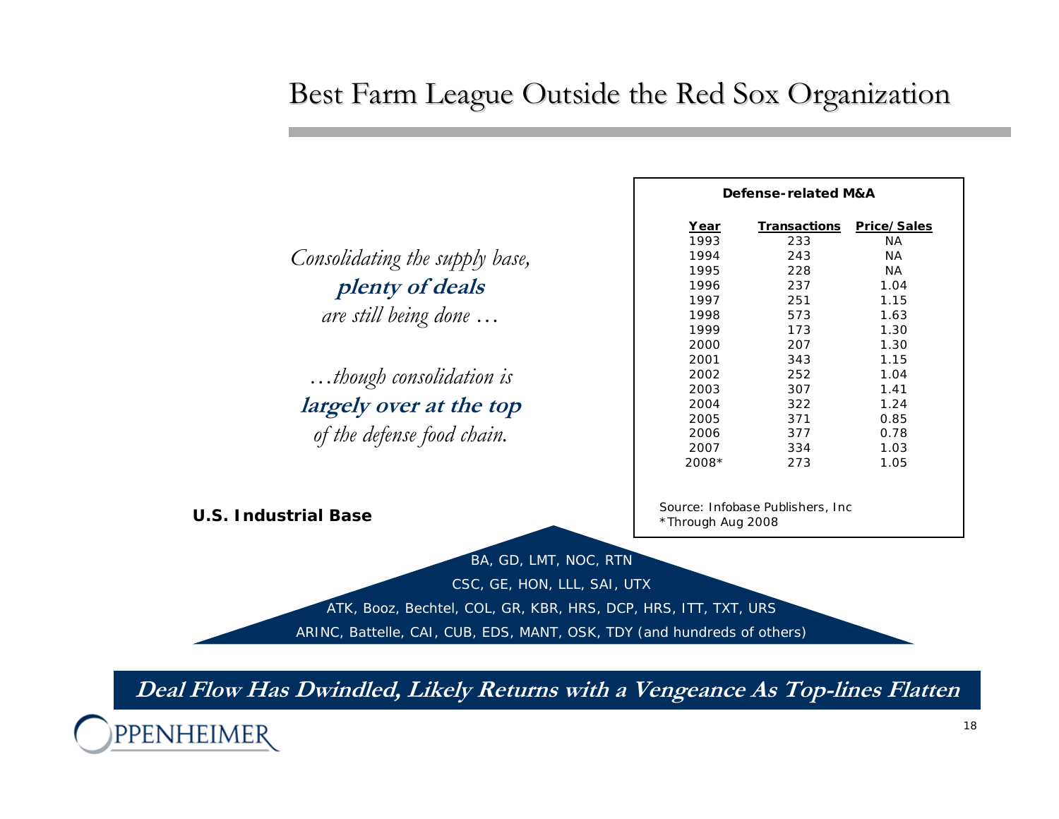# Best Farm League Outside the Red Sox Organization

*Consolidating the supply base,*
***plenty of deals***
*are still being done …*

*…though consolidation is*
***largely over at the top***
*of the defense food chain.*

**Defense-related M&A**

| Year | Transactions | Price/Sales |
|---|---|---|
| 1993 | 233 | NA |
| 1994 | 243 | NA |
| 1995 | 228 | NA |
| 1996 | 237 | 1.04 |
| 1997 | 251 | 1.15 |
| 1998 | 573 | 1.63 |
| 1999 | 173 | 1.30 |
| 2000 | 207 | 1.30 |
| 2001 | 343 | 1.15 |
| 2002 | 252 | 1.04 |
| 2003 | 307 | 1.41 |
| 2004 | 322 | 1.24 |
| 2005 | 371 | 0.85 |
| 2006 | 377 | 0.78 |
| 2007 | 334 | 1.03 |
| 2008* | 273 | 1.05 |

Source: Infobase Publishers, Inc
*Through Aug 2008

**U.S. Industrial Base**

BA, GD, LMT, NOC, RTN
CSC, GE, HON, LLL, SAI, UTX
ATK, Booz, Bechtel, COL, GR, KBR, HRS, DCP, HRS, ITT, TXT, URS
ARINC, Battelle, CAI, CUB, EDS, MANT, OSK, TDY (and hundreds of others)

**Deal Flow Has Dwindled, Likely Returns with a Vengeance As Top-lines Flatten**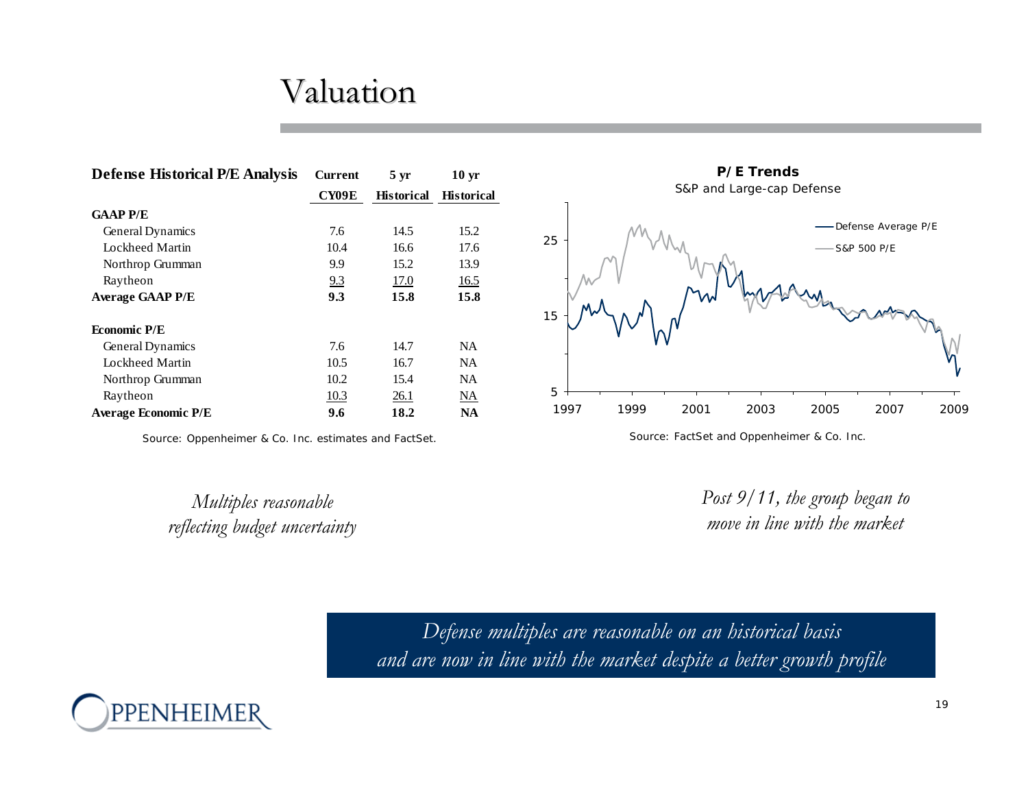# Valuation

| Defense Historical P/E Analysis | Current CY09E | 5 yr Historical | 10 yr Historical |
|---|---|---|---|
| **GAAP P/E** | | | |
| General Dynamics | 7.6 | 14.5 | 15.2 |
| Lockheed Martin | 10.4 | 16.6 | 17.6 |
| Northrop Grumman | 9.9 | 15.2 | 13.9 |
| Raytheon | 9.3 | 17.0 | 16.5 |
| **Average GAAP P/E** | **9.3** | **15.8** | **15.8** |
| **Economic P/E** | | | |
| General Dynamics | 7.6 | 14.7 | NA |
| Lockheed Martin | 10.5 | 16.7 | NA |
| Northrop Grumman | 10.2 | 15.4 | NA |
| Raytheon | 10.3 | 26.1 | NA |
| **Average Economic P/E** | **9.6** | **18.2** | **NA** |

Source: Oppenheimer & Co. Inc. estimates and FactSet.

**P/E Trends**

S&P and Large-cap Defense

25
15
5
1997 1999 2001 2003 2005 2007 2009

Defense Average P/E
S&P 500 P/E

Source: FactSet and Oppenheimer & Co. Inc.

*Multiples reasonable reflecting budget uncertainty*

*Post 9/11, the group began to move in line with the market*

*Defense multiples are reasonable on an historical basis and are now in line with the market despite a better growth profile*

OPPENHEIMER